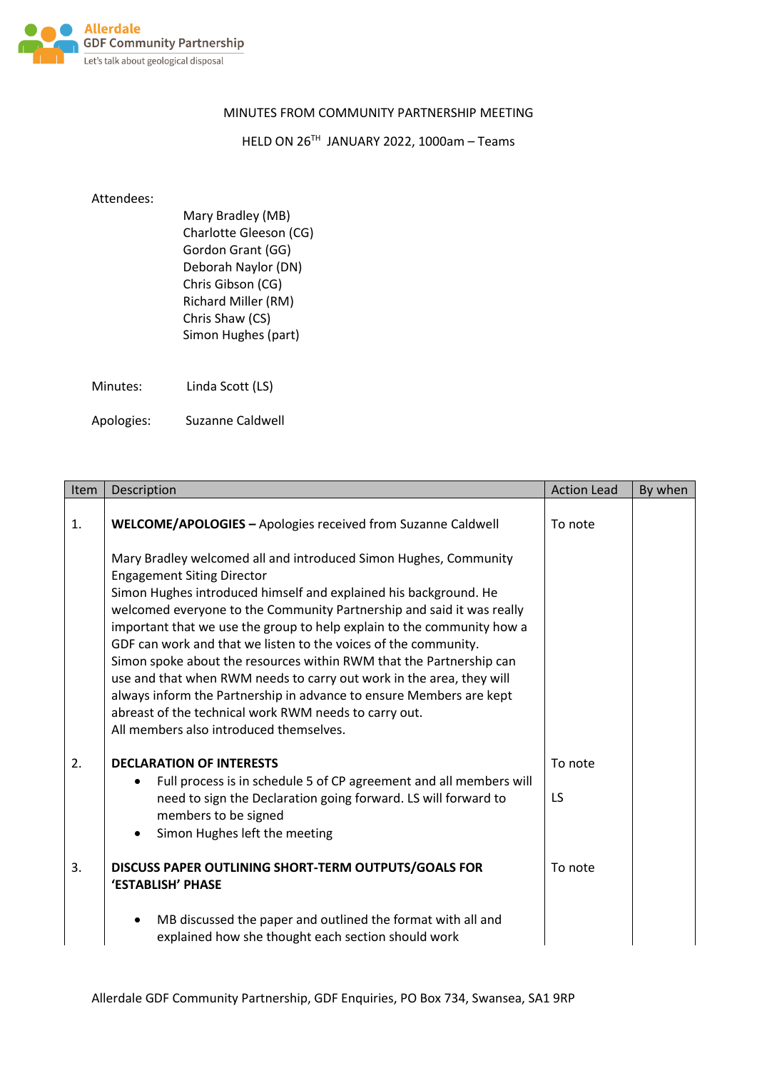Allerdale GDF Community Partnership
Let's talk about geological disposal

MINUTES FROM COMMUNITY PARTNERSHIP MEETING

HELD ON 26TH JANUARY 2022, 1000am – Teams

Attendees:

Mary Bradley (MB)
Charlotte Gleeson (CG)
Gordon Grant (GG)
Deborah Naylor (DN)
Chris Gibson (CG)
Richard Miller (RM)
Chris Shaw (CS)
Simon Hughes (part)

Minutes: Linda Scott (LS)

Apologies: Suzanne Caldwell

| Item | Description | Action Lead | By when |
|---|---|---|---|
| 1. | **WELCOME/APOLOGIES –** Apologies received from Suzanne Caldwell<br><br>Mary Bradley welcomed all and introduced Simon Hughes, Community Engagement Siting Director<br>Simon Hughes introduced himself and explained his background. He welcomed everyone to the Community Partnership and said it was really important that we use the group to help explain to the community how a GDF can work and that we listen to the voices of the community.<br>Simon spoke about the resources within RWM that the Partnership can use and that when RWM needs to carry out work in the area, they will always inform the Partnership in advance to ensure Members are kept abreast of the technical work RWM needs to carry out.<br>All members also introduced themselves. | To note | |
| 2. | **DECLARATION OF INTERESTS**<br>• Full process is in schedule 5 of CP agreement and all members will need to sign the Declaration going forward. LS will forward to members to be signed<br>• Simon Hughes left the meeting | To note<br><br>LS | |
| 3. | **DISCUSS PAPER OUTLINING SHORT-TERM OUTPUTS/GOALS FOR 'ESTABLISH' PHASE**<br><br>• MB discussed the paper and outlined the format with all and explained how she thought each section should work | To note | |

Allerdale GDF Community Partnership, GDF Enquiries, PO Box 734, Swansea, SA1 9RP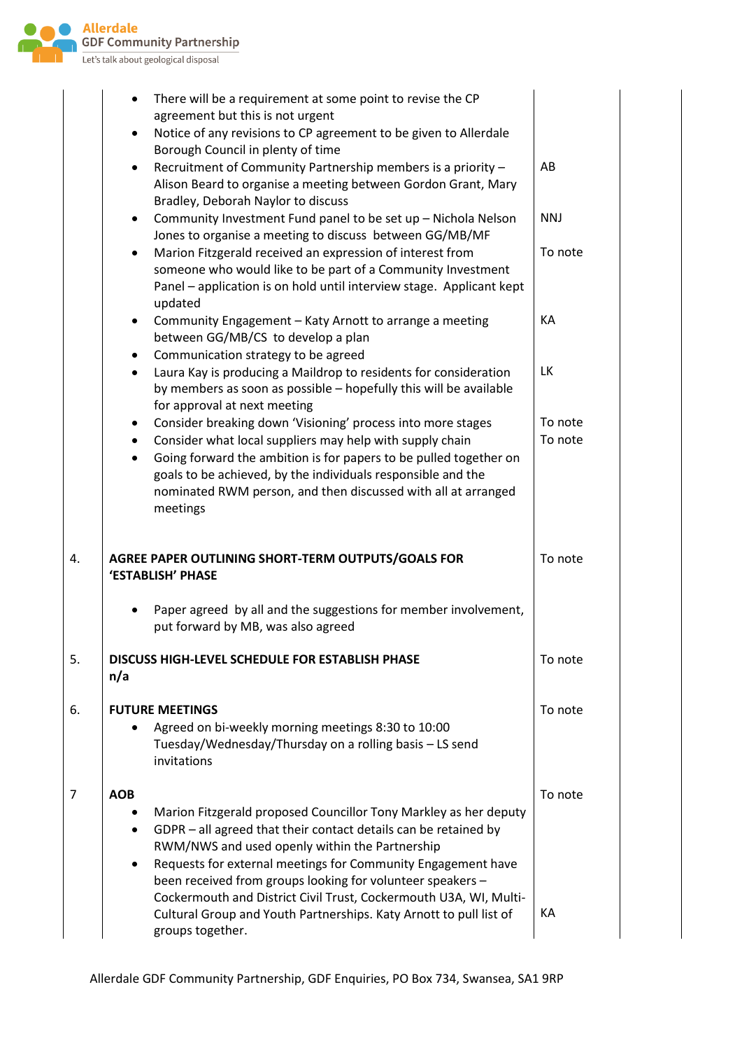| | | | |
|---|---|---|---|
| | • There will be a requirement at some point to revise the CP agreement but this is not urgent<br>• Notice of any revisions to CP agreement to be given to Allerdale Borough Council in plenty of time<br>• Recruitment of Community Partnership members is a priority – Alison Beard to organise a meeting between Gordon Grant, Mary Bradley, Deborah Naylor to discuss<br>• Community Investment Fund panel to be set up – Nichola Nelson Jones to organise a meeting to discuss between GG/MB/MF<br>• Marion Fitzgerald received an expression of interest from someone who would like to be part of a Community Investment Panel – application is on hold until interview stage. Applicant kept updated<br>• Community Engagement – Katy Arnott to arrange a meeting between GG/MB/CS to develop a plan<br>• Communication strategy to be agreed<br>• Laura Kay is producing a Maildrop to residents for consideration by members as soon as possible – hopefully this will be available for approval at next meeting<br>• Consider breaking down 'Visioning' process into more stages<br>• Consider what local suppliers may help with supply chain<br>• Going forward the ambition is for papers to be pulled together on goals to be achieved, by the individuals responsible and the nominated RWM person, and then discussed with all at arranged meetings | AB<br><br>NNJ<br><br>To note<br><br>KA<br><br>LK<br><br>To note<br>To note | |
| 4. | **AGREE PAPER OUTLINING SHORT-TERM OUTPUTS/GOALS FOR 'ESTABLISH' PHASE**<br><br>• Paper agreed by all and the suggestions for member involvement, put forward by MB, was also agreed | To note | |
| 5. | **DISCUSS HIGH-LEVEL SCHEDULE FOR ESTABLISH PHASE**<br>**n/a** | To note | |
| 6. | **FUTURE MEETINGS**<br>• Agreed on bi-weekly morning meetings 8:30 to 10:00 Tuesday/Wednesday/Thursday on a rolling basis – LS send invitations | To note | |
| 7 | **AOB**<br>• Marion Fitzgerald proposed Councillor Tony Markley as her deputy<br>• GDPR – all agreed that their contact details can be retained by RWM/NWS and used openly within the Partnership<br>• Requests for external meetings for Community Engagement have been received from groups looking for volunteer speakers – Cockermouth and District Civil Trust, Cockermouth U3A, WI, Multi-Cultural Group and Youth Partnerships. Katy Arnott to pull list of groups together. | To note<br><br>KA | |

Allerdale GDF Community Partnership, GDF Enquiries, PO Box 734, Swansea, SA1 9RP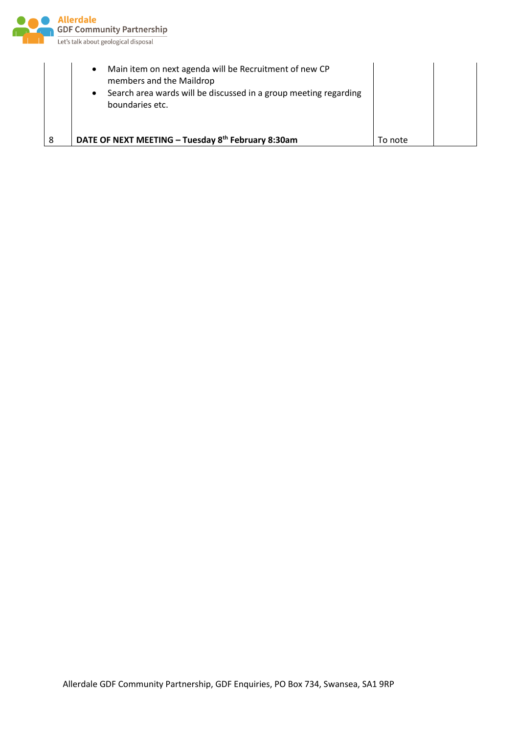| | | | |
|---|---|---|---|
| | • Main item on next agenda will be Recruitment of new CP members and the Maildrop<br>• Search area wards will be discussed in a group meeting regarding boundaries etc. | | |
| 8 | **DATE OF NEXT MEETING – Tuesday 8th February 8:30am** | To note | |